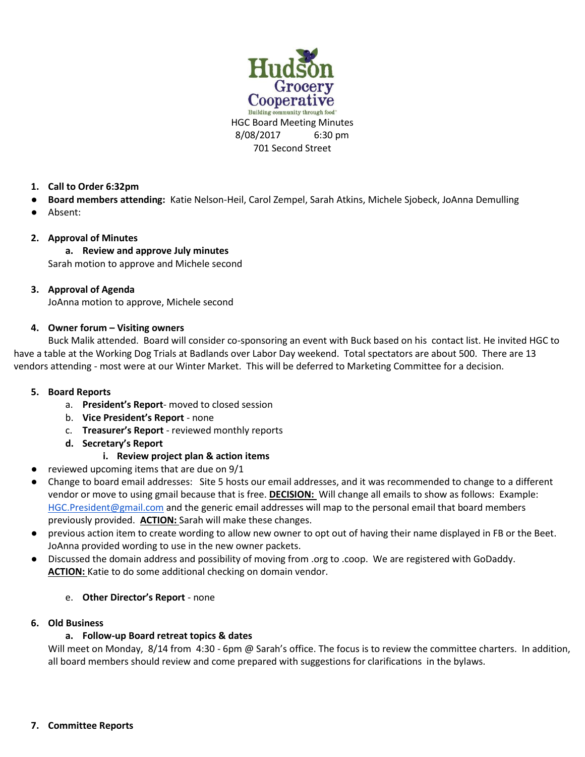Hudson Grocery Cooperative

Building community through food™

HGC Board Meeting Minutes
8/08/2017 6:30 pm
701 Second Street

1. **Call to Order 6:32pm**

- **Board members attending:** Katie Nelson-Heil, Carol Zempel, Sarah Atkins, Michele Sjobeck, JoAnna Demulling
- Absent:

2. **Approval of Minutes**
   a. **Review and approve July minutes**
   Sarah motion to approve and Michele second

3. **Approval of Agenda**
   JoAnna motion to approve, Michele second

4. **Owner forum – Visiting owners**
   Buck Malik attended. Board will consider co-sponsoring an event with Buck based on his contact list. He invited HGC to have a table at the Working Dog Trials at Badlands over Labor Day weekend. Total spectators are about 500. There are 13 vendors attending - most were at our Winter Market. This will be deferred to Marketing Committee for a decision.

5. **Board Reports**
   a. **President's Report**- moved to closed session
   b. **Vice President's Report** - none
   c. **Treasurer's Report** - reviewed monthly reports
   d. **Secretary's Report**
      i. **Review project plan & action items**

- reviewed upcoming items that are due on 9/1
- Change to board email addresses: Site 5 hosts our email addresses, and it was recommended to change to a different vendor or move to using gmail because that is free. **DECISION:** Will change all emails to show as follows: Example: HGC.President@gmail.com and the generic email addresses will map to the personal email that board members previously provided. **ACTION:** Sarah will make these changes.
- previous action item to create wording to allow new owner to opt out of having their name displayed in FB or the Beet. JoAnna provided wording to use in the new owner packets.
- Discussed the domain address and possibility of moving from .org to .coop. We are registered with GoDaddy. **ACTION:** Katie to do some additional checking on domain vendor.

   e. **Other Director's Report** - none

6. **Old Business**
   a. **Follow-up Board retreat topics & dates**
   Will meet on Monday, 8/14 from 4:30 - 6pm @ Sarah's office. The focus is to review the committee charters. In addition, all board members should review and come prepared with suggestions for clarifications in the bylaws.

7. **Committee Reports**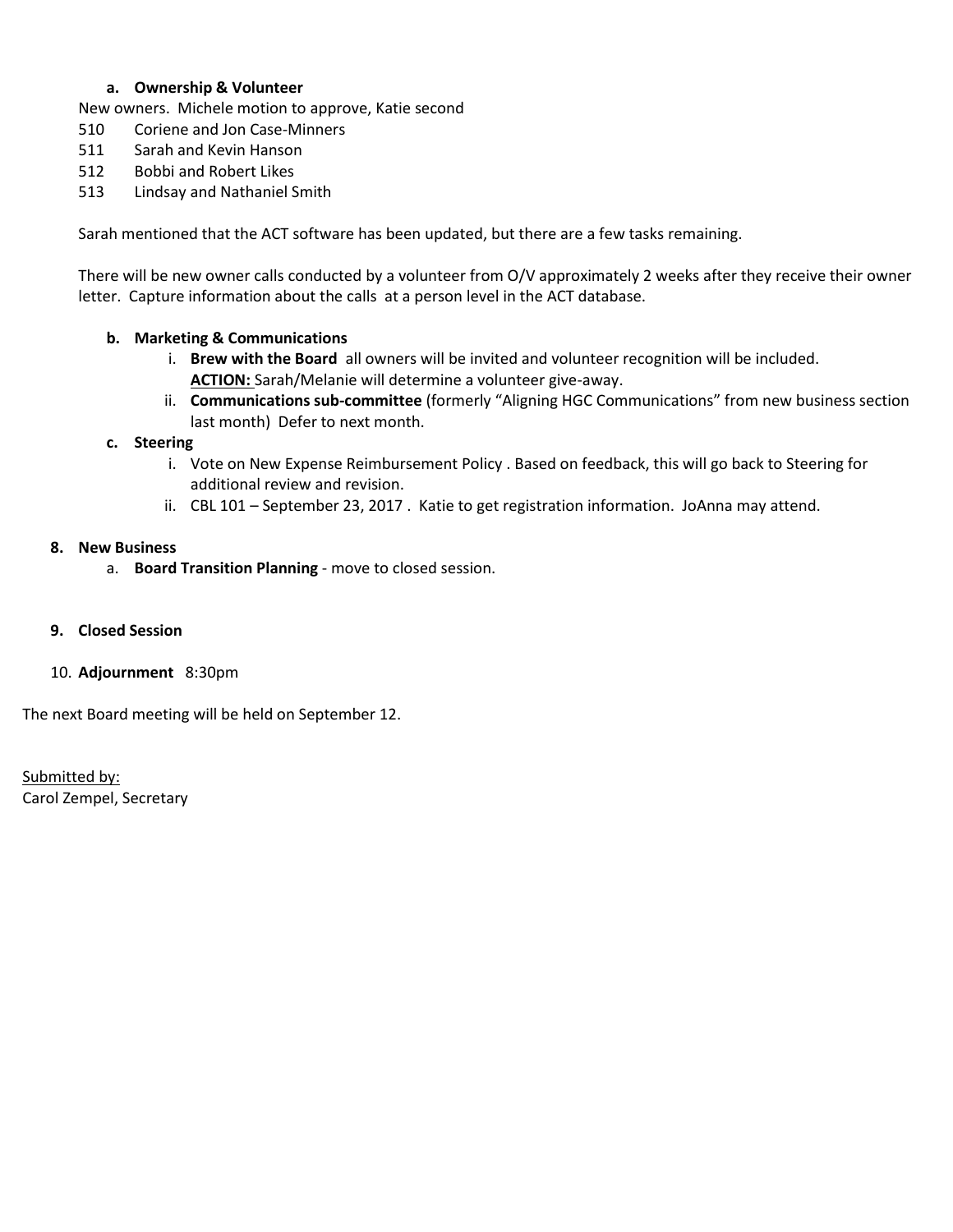**a. Ownership & Volunteer**

New owners. Michele motion to approve, Katie second

510 Coriene and Jon Case-Minners
511 Sarah and Kevin Hanson
512 Bobbi and Robert Likes
513 Lindsay and Nathaniel Smith

Sarah mentioned that the ACT software has been updated, but there are a few tasks remaining.

There will be new owner calls conducted by a volunteer from O/V approximately 2 weeks after they receive their owner letter. Capture information about the calls at a person level in the ACT database.

**b. Marketing & Communications**

i. **Brew with the Board** all owners will be invited and volunteer recognition will be included. **ACTION:** Sarah/Melanie will determine a volunteer give-away.
ii. **Communications sub-committee** (formerly "Aligning HGC Communications" from new business section last month) Defer to next month.

**c. Steering**

i. Vote on New Expense Reimbursement Policy . Based on feedback, this will go back to Steering for additional review and revision.
ii. CBL 101 – September 23, 2017 . Katie to get registration information. JoAnna may attend.

**8. New Business**

a. **Board Transition Planning** - move to closed session.

**9. Closed Session**

10. **Adjournment** 8:30pm

The next Board meeting will be held on September 12.

Submitted by:
Carol Zempel, Secretary